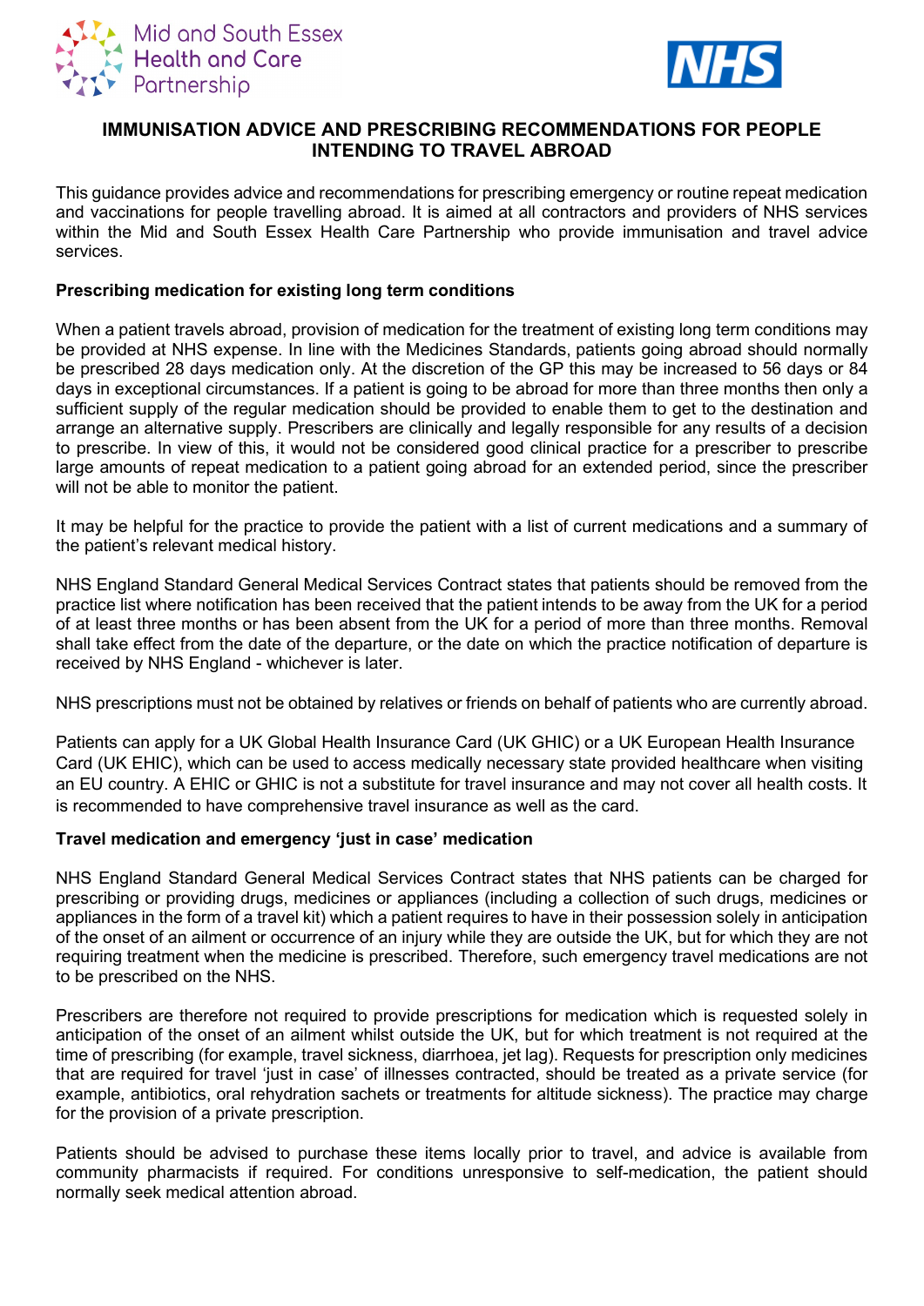# IMMUNISATION ADVICE AND PRESCRIBING RECOMMENDATIONS FOR PEOPLE INTENDING TO TRAVEL ABROAD

This guidance provides advice and recommendations for prescribing emergency or routine repeat medication and vaccinations for people travelling abroad. It is aimed at all contractors and providers of NHS services within the Mid and South Essex Health Care Partnership who provide immunisation and travel advice services.

**Prescribing medication for existing long term conditions**

When a patient travels abroad, provision of medication for the treatment of existing long term conditions may be provided at NHS expense. In line with the Medicines Standards, patients going abroad should normally be prescribed 28 days medication only. At the discretion of the GP this may be increased to 56 days or 84 days in exceptional circumstances. If a patient is going to be abroad for more than three months then only a sufficient supply of the regular medication should be provided to enable them to get to the destination and arrange an alternative supply. Prescribers are clinically and legally responsible for any results of a decision to prescribe. In view of this, it would not be considered good clinical practice for a prescriber to prescribe large amounts of repeat medication to a patient going abroad for an extended period, since the prescriber will not be able to monitor the patient.

It may be helpful for the practice to provide the patient with a list of current medications and a summary of the patient's relevant medical history.

NHS England Standard General Medical Services Contract states that patients should be removed from the practice list where notification has been received that the patient intends to be away from the UK for a period of at least three months or has been absent from the UK for a period of more than three months. Removal shall take effect from the date of the departure, or the date on which the practice notification of departure is received by NHS England - whichever is later.

NHS prescriptions must not be obtained by relatives or friends on behalf of patients who are currently abroad.

Patients can apply for a UK Global Health Insurance Card (UK GHIC) or a UK European Health Insurance Card (UK EHIC), which can be used to access medically necessary state provided healthcare when visiting an EU country. A EHIC or GHIC is not a substitute for travel insurance and may not cover all health costs. It is recommended to have comprehensive travel insurance as well as the card.

**Travel medication and emergency 'just in case' medication**

NHS England Standard General Medical Services Contract states that NHS patients can be charged for prescribing or providing drugs, medicines or appliances (including a collection of such drugs, medicines or appliances in the form of a travel kit) which a patient requires to have in their possession solely in anticipation of the onset of an ailment or occurrence of an injury while they are outside the UK, but for which they are not requiring treatment when the medicine is prescribed. Therefore, such emergency travel medications are not to be prescribed on the NHS.

Prescribers are therefore not required to provide prescriptions for medication which is requested solely in anticipation of the onset of an ailment whilst outside the UK, but for which treatment is not required at the time of prescribing (for example, travel sickness, diarrhoea, jet lag). Requests for prescription only medicines that are required for travel 'just in case' of illnesses contracted, should be treated as a private service (for example, antibiotics, oral rehydration sachets or treatments for altitude sickness). The practice may charge for the provision of a private prescription.

Patients should be advised to purchase these items locally prior to travel, and advice is available from community pharmacists if required. For conditions unresponsive to self-medication, the patient should normally seek medical attention abroad.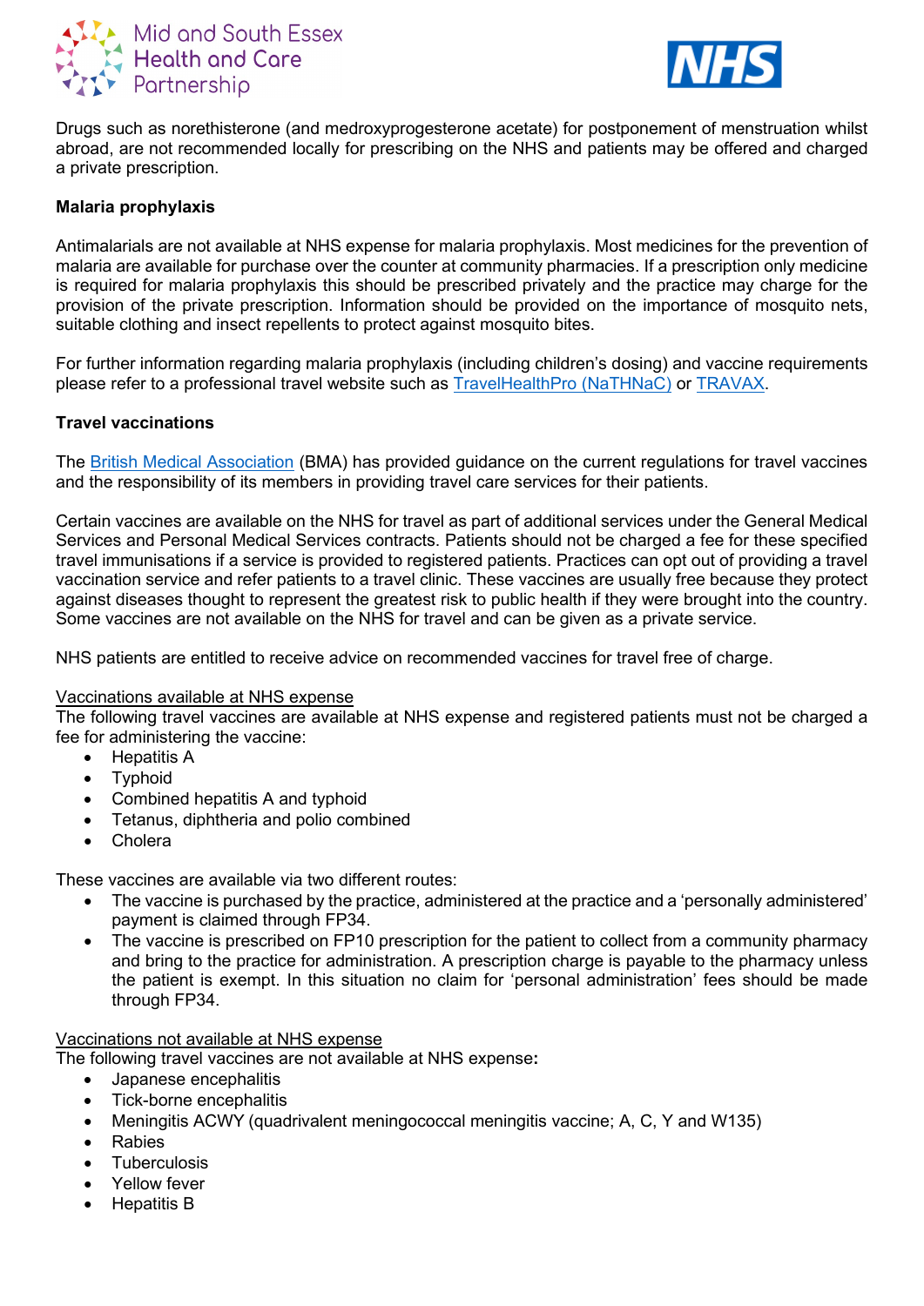Drugs such as norethisterone (and medroxyprogesterone acetate) for postponement of menstruation whilst abroad, are not recommended locally for prescribing on the NHS and patients may be offered and charged a private prescription.

**Malaria prophylaxis**

Antimalarials are not available at NHS expense for malaria prophylaxis. Most medicines for the prevention of malaria are available for purchase over the counter at community pharmacies. If a prescription only medicine is required for malaria prophylaxis this should be prescribed privately and the practice may charge for the provision of the private prescription. Information should be provided on the importance of mosquito nets, suitable clothing and insect repellents to protect against mosquito bites.

For further information regarding malaria prophylaxis (including children's dosing) and vaccine requirements please refer to a professional travel website such as TravelHealthPro (NaTHNaC) or TRAVAX.

**Travel vaccinations**

The British Medical Association (BMA) has provided guidance on the current regulations for travel vaccines and the responsibility of its members in providing travel care services for their patients.

Certain vaccines are available on the NHS for travel as part of additional services under the General Medical Services and Personal Medical Services contracts. Patients should not be charged a fee for these specified travel immunisations if a service is provided to registered patients. Practices can opt out of providing a travel vaccination service and refer patients to a travel clinic. These vaccines are usually free because they protect against diseases thought to represent the greatest risk to public health if they were brought into the country. Some vaccines are not available on the NHS for travel and can be given as a private service.

NHS patients are entitled to receive advice on recommended vaccines for travel free of charge.

Vaccinations available at NHS expense

The following travel vaccines are available at NHS expense and registered patients must not be charged a fee for administering the vaccine:

- Hepatitis A
- Typhoid
- Combined hepatitis A and typhoid
- Tetanus, diphtheria and polio combined
- Cholera

These vaccines are available via two different routes:

- The vaccine is purchased by the practice, administered at the practice and a 'personally administered' payment is claimed through FP34.
- The vaccine is prescribed on FP10 prescription for the patient to collect from a community pharmacy and bring to the practice for administration. A prescription charge is payable to the pharmacy unless the patient is exempt. In this situation no claim for 'personal administration' fees should be made through FP34.

Vaccinations not available at NHS expense

The following travel vaccines are not available at NHS expense**:**

- Japanese encephalitis
- Tick-borne encephalitis
- Meningitis ACWY (quadrivalent meningococcal meningitis vaccine; A, C, Y and W135)
- Rabies
- Tuberculosis
- Yellow fever
- Hepatitis B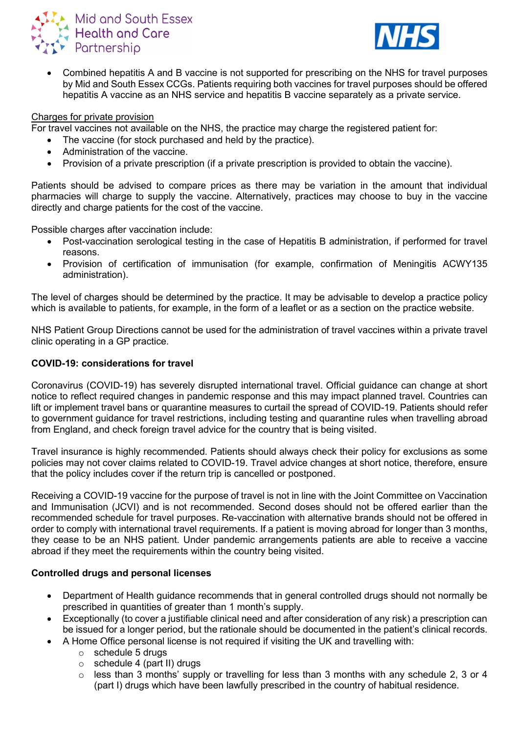- Combined hepatitis A and B vaccine is not supported for prescribing on the NHS for travel purposes by Mid and South Essex CCGs. Patients requiring both vaccines for travel purposes should be offered hepatitis A vaccine as an NHS service and hepatitis B vaccine separately as a private service.

Charges for private provision

For travel vaccines not available on the NHS, the practice may charge the registered patient for:

- The vaccine (for stock purchased and held by the practice).
- Administration of the vaccine.
- Provision of a private prescription (if a private prescription is provided to obtain the vaccine).

Patients should be advised to compare prices as there may be variation in the amount that individual pharmacies will charge to supply the vaccine. Alternatively, practices may choose to buy in the vaccine directly and charge patients for the cost of the vaccine.

Possible charges after vaccination include:

- Post-vaccination serological testing in the case of Hepatitis B administration, if performed for travel reasons.
- Provision of certification of immunisation (for example, confirmation of Meningitis ACWY135 administration).

The level of charges should be determined by the practice. It may be advisable to develop a practice policy which is available to patients, for example, in the form of a leaflet or as a section on the practice website.

NHS Patient Group Directions cannot be used for the administration of travel vaccines within a private travel clinic operating in a GP practice.

**COVID-19: considerations for travel**

Coronavirus (COVID-19) has severely disrupted international travel. Official guidance can change at short notice to reflect required changes in pandemic response and this may impact planned travel. Countries can lift or implement travel bans or quarantine measures to curtail the spread of COVID-19. Patients should refer to government guidance for travel restrictions, including testing and quarantine rules when travelling abroad from England, and check foreign travel advice for the country that is being visited.

Travel insurance is highly recommended. Patients should always check their policy for exclusions as some policies may not cover claims related to COVID-19. Travel advice changes at short notice, therefore, ensure that the policy includes cover if the return trip is cancelled or postponed.

Receiving a COVID-19 vaccine for the purpose of travel is not in line with the Joint Committee on Vaccination and Immunisation (JCVI) and is not recommended. Second doses should not be offered earlier than the recommended schedule for travel purposes. Re-vaccination with alternative brands should not be offered in order to comply with international travel requirements. If a patient is moving abroad for longer than 3 months, they cease to be an NHS patient. Under pandemic arrangements patients are able to receive a vaccine abroad if they meet the requirements within the country being visited.

**Controlled drugs and personal licenses**

- Department of Health guidance recommends that in general controlled drugs should not normally be prescribed in quantities of greater than 1 month's supply.
- Exceptionally (to cover a justifiable clinical need and after consideration of any risk) a prescription can be issued for a longer period, but the rationale should be documented in the patient's clinical records.
- A Home Office personal license is not required if visiting the UK and travelling with:
  - schedule 5 drugs
  - schedule 4 (part II) drugs
  - less than 3 months' supply or travelling for less than 3 months with any schedule 2, 3 or 4 (part I) drugs which have been lawfully prescribed in the country of habitual residence.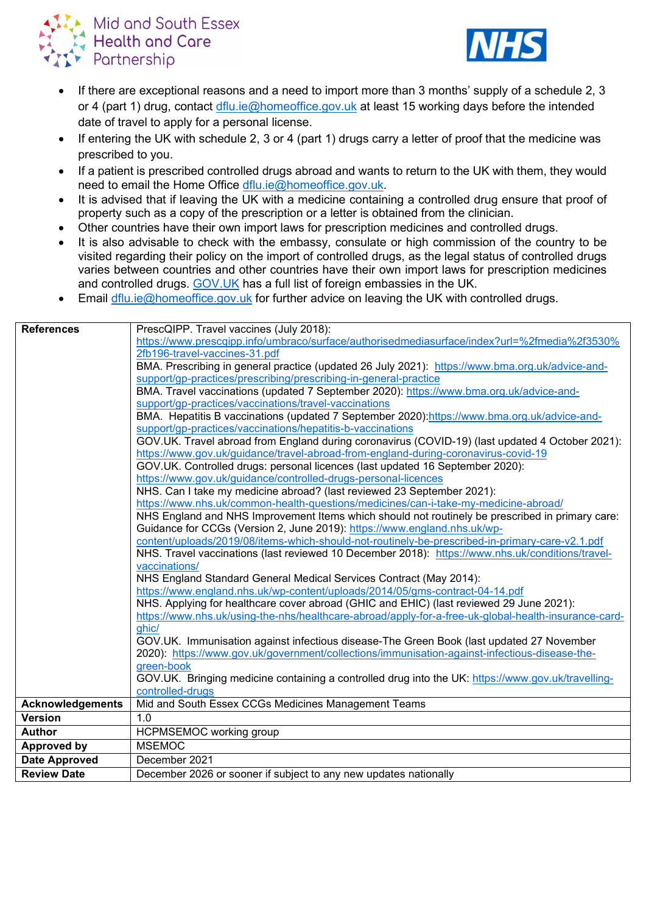- If there are exceptional reasons and a need to import more than 3 months' supply of a schedule 2, 3 or 4 (part 1) drug, contact dflu.ie@homeoffice.gov.uk at least 15 working days before the intended date of travel to apply for a personal license.
- If entering the UK with schedule 2, 3 or 4 (part 1) drugs carry a letter of proof that the medicine was prescribed to you.
- If a patient is prescribed controlled drugs abroad and wants to return to the UK with them, they would need to email the Home Office dflu.ie@homeoffice.gov.uk.
- It is advised that if leaving the UK with a medicine containing a controlled drug ensure that proof of property such as a copy of the prescription or a letter is obtained from the clinician.
- Other countries have their own import laws for prescription medicines and controlled drugs.
- It is also advisable to check with the embassy, consulate or high commission of the country to be visited regarding their policy on the import of controlled drugs, as the legal status of controlled drugs varies between countries and other countries have their own import laws for prescription medicines and controlled drugs. GOV.UK has a full list of foreign embassies in the UK.
- Email dflu.ie@homeoffice.gov.uk for further advice on leaving the UK with controlled drugs.

| | |
|---|---|
| **References** | PrescQIPP. Travel vaccines (July 2018): https://www.prescqipp.info/umbraco/surface/authorisedmediasurface/index?url=%2fmedia%2f3530%2fb196-travel-vaccines-31.pdf<br>BMA. Prescribing in general practice (updated 26 July 2021): https://www.bma.org.uk/advice-and-support/gp-practices/prescribing/prescribing-in-general-practice<br>BMA. Travel vaccinations (updated 7 September 2020): https://www.bma.org.uk/advice-and-support/gp-practices/vaccinations/travel-vaccinations<br>BMA. Hepatitis B vaccinations (updated 7 September 2020):https://www.bma.org.uk/advice-and-support/gp-practices/vaccinations/hepatitis-b-vaccinations<br>GOV.UK. Travel abroad from England during coronavirus (COVID-19) (last updated 4 October 2021): https://www.gov.uk/guidance/travel-abroad-from-england-during-coronavirus-covid-19<br>GOV.UK. Controlled drugs: personal licences (last updated 16 September 2020): https://www.gov.uk/guidance/controlled-drugs-personal-licences<br>NHS. Can I take my medicine abroad? (last reviewed 23 September 2021): https://www.nhs.uk/common-health-questions/medicines/can-i-take-my-medicine-abroad/<br>NHS England and NHS Improvement Items which should not routinely be prescribed in primary care: Guidance for CCGs (Version 2, June 2019): https://www.england.nhs.uk/wp-content/uploads/2019/08/items-which-should-not-routinely-be-prescribed-in-primary-care-v2.1.pdf<br>NHS. Travel vaccinations (last reviewed 10 December 2018): https://www.nhs.uk/conditions/travel-vaccinations/<br>NHS England Standard General Medical Services Contract (May 2014): https://www.england.nhs.uk/wp-content/uploads/2014/05/gms-contract-04-14.pdf<br>NHS. Applying for healthcare cover abroad (GHIC and EHIC) (last reviewed 29 June 2021): https://www.nhs.uk/using-the-nhs/healthcare-abroad/apply-for-a-free-uk-global-health-insurance-card-ghic/<br>GOV.UK. Immunisation against infectious disease-The Green Book (last updated 27 November 2020): https://www.gov.uk/government/collections/immunisation-against-infectious-disease-the-green-book<br>GOV.UK. Bringing medicine containing a controlled drug into the UK: https://www.gov.uk/travelling-controlled-drugs |
| **Acknowledgements** | Mid and South Essex CCGs Medicines Management Teams |
| **Version** | 1.0 |
| **Author** | HCPMSEMOC working group |
| **Approved by** | MSEMOC |
| **Date Approved** | December 2021 |
| **Review Date** | December 2026 or sooner if subject to any new updates nationally |